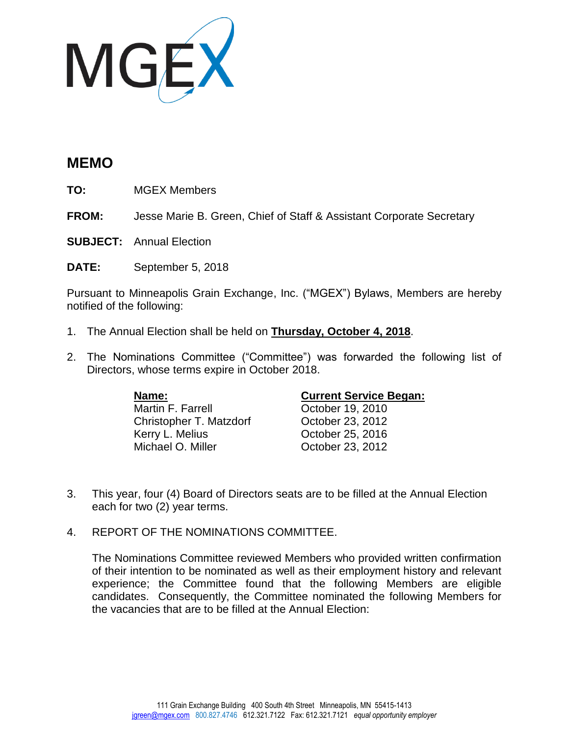MGEX

# MEMO

**TO:** MGEX Members

**FROM:** Jesse Marie B. Green, Chief of Staff & Assistant Corporate Secretary

**SUBJECT:** Annual Election

**DATE:** September 5, 2018

Pursuant to Minneapolis Grain Exchange, Inc. ("MGEX") Bylaws, Members are hereby notified of the following:

1. The Annual Election shall be held on **Thursday, October 4, 2018**.

2. The Nominations Committee ("Committee") was forwarded the following list of Directors, whose terms expire in October 2018.

| Name: | Current Service Began: |
|---|---|
| Martin F. Farrell | October 19, 2010 |
| Christopher T. Matzdorf | October 23, 2012 |
| Kerry L. Melius | October 25, 2016 |
| Michael O. Miller | October 23, 2012 |

3. This year, four (4) Board of Directors seats are to be filled at the Annual Election each for two (2) year terms.

4. REPORT OF THE NOMINATIONS COMMITTEE.

   The Nominations Committee reviewed Members who provided written confirmation of their intention to be nominated as well as their employment history and relevant experience; the Committee found that the following Members are eligible candidates. Consequently, the Committee nominated the following Members for the vacancies that are to be filled at the Annual Election: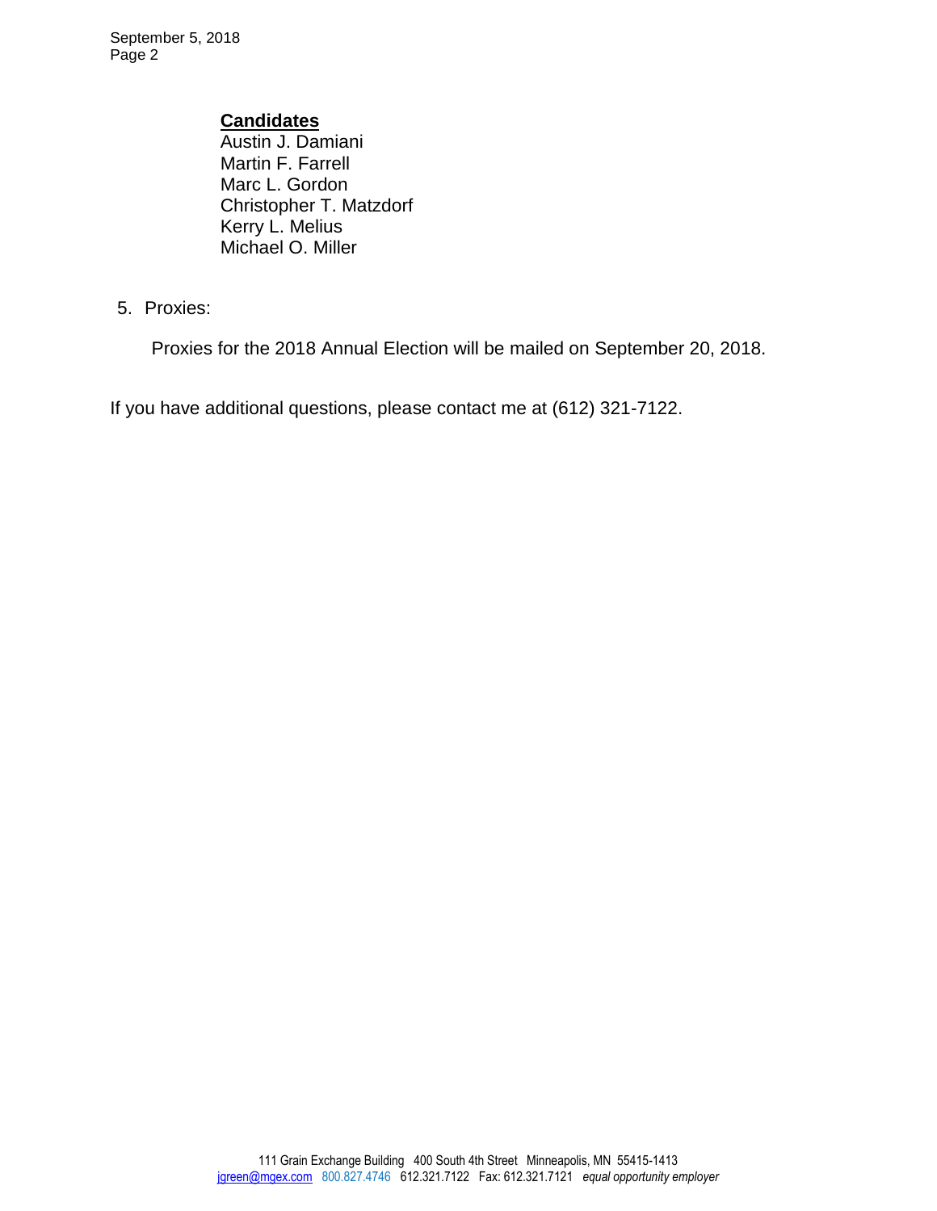**Candidates**
Austin J. Damiani
Martin F. Farrell
Marc L. Gordon
Christopher T. Matzdorf
Kerry L. Melius
Michael O. Miller

5. Proxies:

Proxies for the 2018 Annual Election will be mailed on September 20, 2018.

If you have additional questions, please contact me at (612) 321-7122.

111 Grain Exchange Building 400 South 4th Street Minneapolis, MN 55415-1413
jgreen@mgex.com 800.827.4746 612.321.7122 Fax: 612.321.7121 *equal opportunity employer*